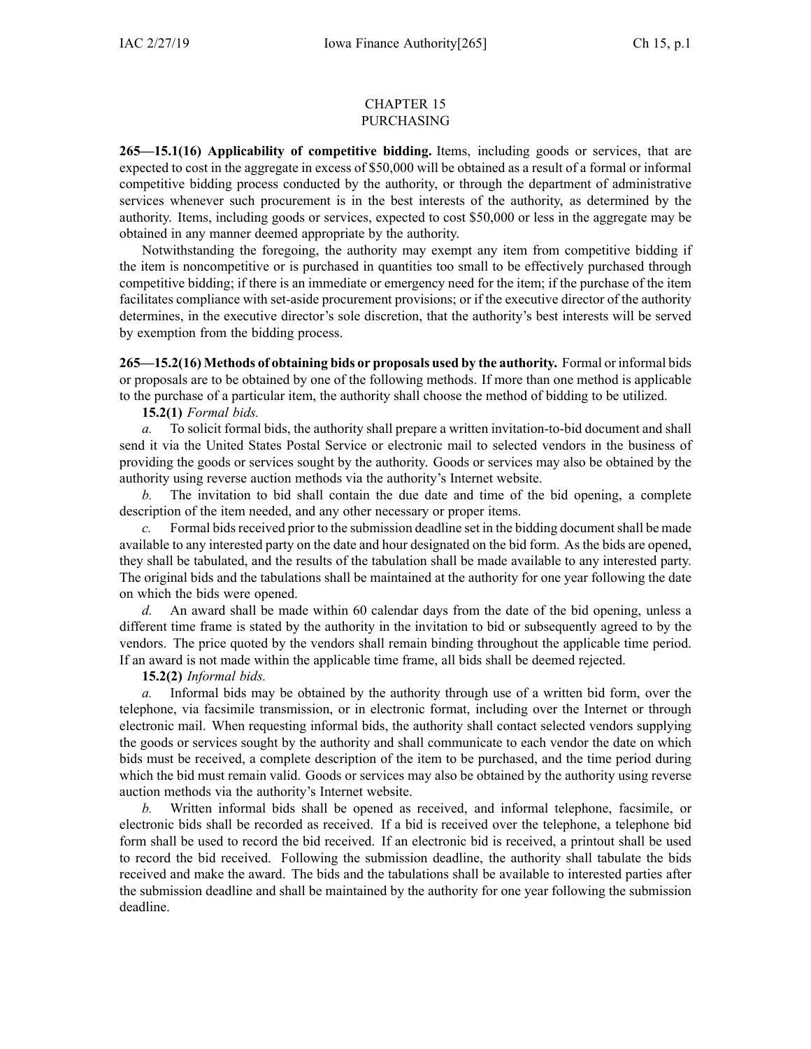# CHAPTER 15
# PURCHASING

**265—15.1(16) Applicability of competitive bidding.** Items, including goods or services, that are expected to cost in the aggregate in excess of $50,000 will be obtained as a result of a formal or informal competitive bidding process conducted by the authority, or through the department of administrative services whenever such procurement is in the best interests of the authority, as determined by the authority. Items, including goods or services, expected to cost $50,000 or less in the aggregate may be obtained in any manner deemed appropriate by the authority.

Notwithstanding the foregoing, the authority may exempt any item from competitive bidding if the item is noncompetitive or is purchased in quantities too small to be effectively purchased through competitive bidding; if there is an immediate or emergency need for the item; if the purchase of the item facilitates compliance with set-aside procurement provisions; or if the executive director of the authority determines, in the executive director's sole discretion, that the authority's best interests will be served by exemption from the bidding process.

**265—15.2(16) Methods of obtaining bids or proposals used by the authority.** Formal or informal bids or proposals are to be obtained by one of the following methods. If more than one method is applicable to the purchase of a particular item, the authority shall choose the method of bidding to be utilized.

**15.2(1)** *Formal bids.*

*a.* To solicit formal bids, the authority shall prepare a written invitation-to-bid document and shall send it via the United States Postal Service or electronic mail to selected vendors in the business of providing the goods or services sought by the authority. Goods or services may also be obtained by the authority using reverse auction methods via the authority's Internet website.

*b.* The invitation to bid shall contain the due date and time of the bid opening, a complete description of the item needed, and any other necessary or proper items.

*c.* Formal bids received prior to the submission deadline set in the bidding document shall be made available to any interested party on the date and hour designated on the bid form. As the bids are opened, they shall be tabulated, and the results of the tabulation shall be made available to any interested party. The original bids and the tabulations shall be maintained at the authority for one year following the date on which the bids were opened.

*d.* An award shall be made within 60 calendar days from the date of the bid opening, unless a different time frame is stated by the authority in the invitation to bid or subsequently agreed to by the vendors. The price quoted by the vendors shall remain binding throughout the applicable time period. If an award is not made within the applicable time frame, all bids shall be deemed rejected.

**15.2(2)** *Informal bids.*

*a.* Informal bids may be obtained by the authority through use of a written bid form, over the telephone, via facsimile transmission, or in electronic format, including over the Internet or through electronic mail. When requesting informal bids, the authority shall contact selected vendors supplying the goods or services sought by the authority and shall communicate to each vendor the date on which bids must be received, a complete description of the item to be purchased, and the time period during which the bid must remain valid. Goods or services may also be obtained by the authority using reverse auction methods via the authority's Internet website.

*b.* Written informal bids shall be opened as received, and informal telephone, facsimile, or electronic bids shall be recorded as received. If a bid is received over the telephone, a telephone bid form shall be used to record the bid received. If an electronic bid is received, a printout shall be used to record the bid received. Following the submission deadline, the authority shall tabulate the bids received and make the award. The bids and the tabulations shall be available to interested parties after the submission deadline and shall be maintained by the authority for one year following the submission deadline.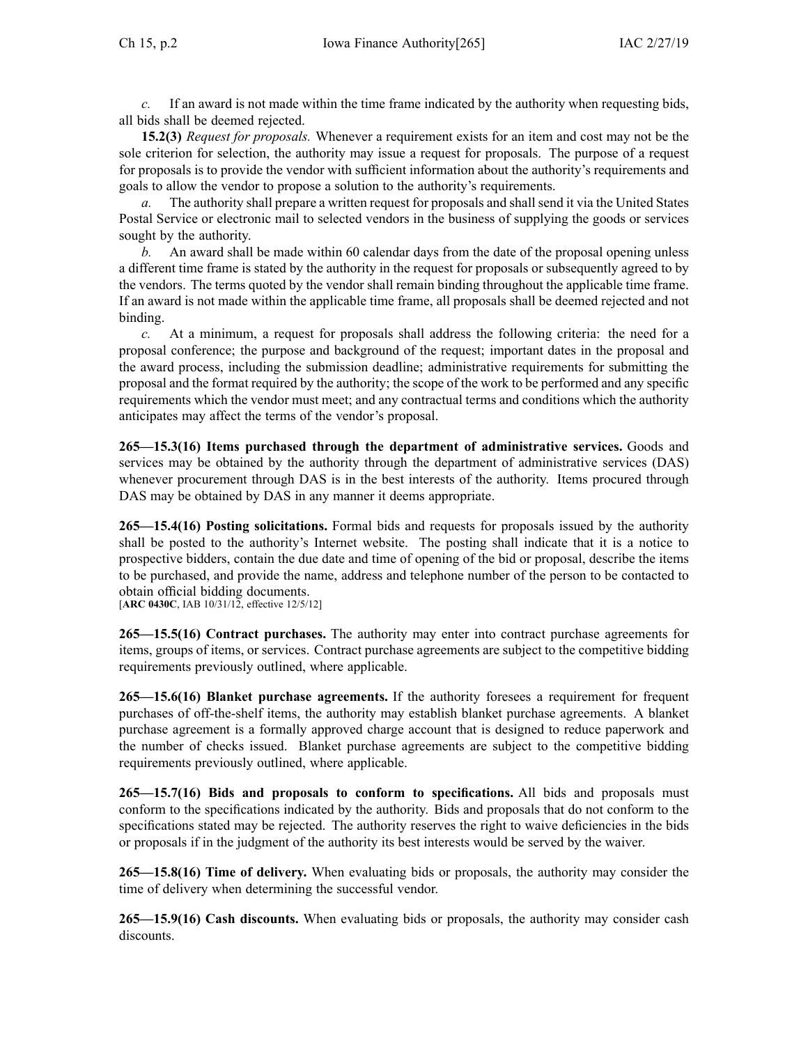*c.* If an award is not made within the time frame indicated by the authority when requesting bids, all bids shall be deemed rejected.

**15.2(3)** *Request for proposals.* Whenever a requirement exists for an item and cost may not be the sole criterion for selection, the authority may issue a request for proposals. The purpose of a request for proposals is to provide the vendor with sufficient information about the authority's requirements and goals to allow the vendor to propose a solution to the authority's requirements.

*a.* The authority shall prepare a written request for proposals and shall send it via the United States Postal Service or electronic mail to selected vendors in the business of supplying the goods or services sought by the authority.

*b.* An award shall be made within 60 calendar days from the date of the proposal opening unless a different time frame is stated by the authority in the request for proposals or subsequently agreed to by the vendors. The terms quoted by the vendor shall remain binding throughout the applicable time frame. If an award is not made within the applicable time frame, all proposals shall be deemed rejected and not binding.

*c.* At a minimum, a request for proposals shall address the following criteria: the need for a proposal conference; the purpose and background of the request; important dates in the proposal and the award process, including the submission deadline; administrative requirements for submitting the proposal and the format required by the authority; the scope of the work to be performed and any specific requirements which the vendor must meet; and any contractual terms and conditions which the authority anticipates may affect the terms of the vendor's proposal.

**265—15.3(16) Items purchased through the department of administrative services.** Goods and services may be obtained by the authority through the department of administrative services (DAS) whenever procurement through DAS is in the best interests of the authority. Items procured through DAS may be obtained by DAS in any manner it deems appropriate.

**265—15.4(16) Posting solicitations.** Formal bids and requests for proposals issued by the authority shall be posted to the authority's Internet website. The posting shall indicate that it is a notice to prospective bidders, contain the due date and time of opening of the bid or proposal, describe the items to be purchased, and provide the name, address and telephone number of the person to be contacted to obtain official bidding documents.
[**ARC 0430C**, IAB 10/31/12, effective 12/5/12]

**265—15.5(16) Contract purchases.** The authority may enter into contract purchase agreements for items, groups of items, or services. Contract purchase agreements are subject to the competitive bidding requirements previously outlined, where applicable.

**265—15.6(16) Blanket purchase agreements.** If the authority foresees a requirement for frequent purchases of off-the-shelf items, the authority may establish blanket purchase agreements. A blanket purchase agreement is a formally approved charge account that is designed to reduce paperwork and the number of checks issued. Blanket purchase agreements are subject to the competitive bidding requirements previously outlined, where applicable.

**265—15.7(16) Bids and proposals to conform to specifications.** All bids and proposals must conform to the specifications indicated by the authority. Bids and proposals that do not conform to the specifications stated may be rejected. The authority reserves the right to waive deficiencies in the bids or proposals if in the judgment of the authority its best interests would be served by the waiver.

**265—15.8(16) Time of delivery.** When evaluating bids or proposals, the authority may consider the time of delivery when determining the successful vendor.

**265—15.9(16) Cash discounts.** When evaluating bids or proposals, the authority may consider cash discounts.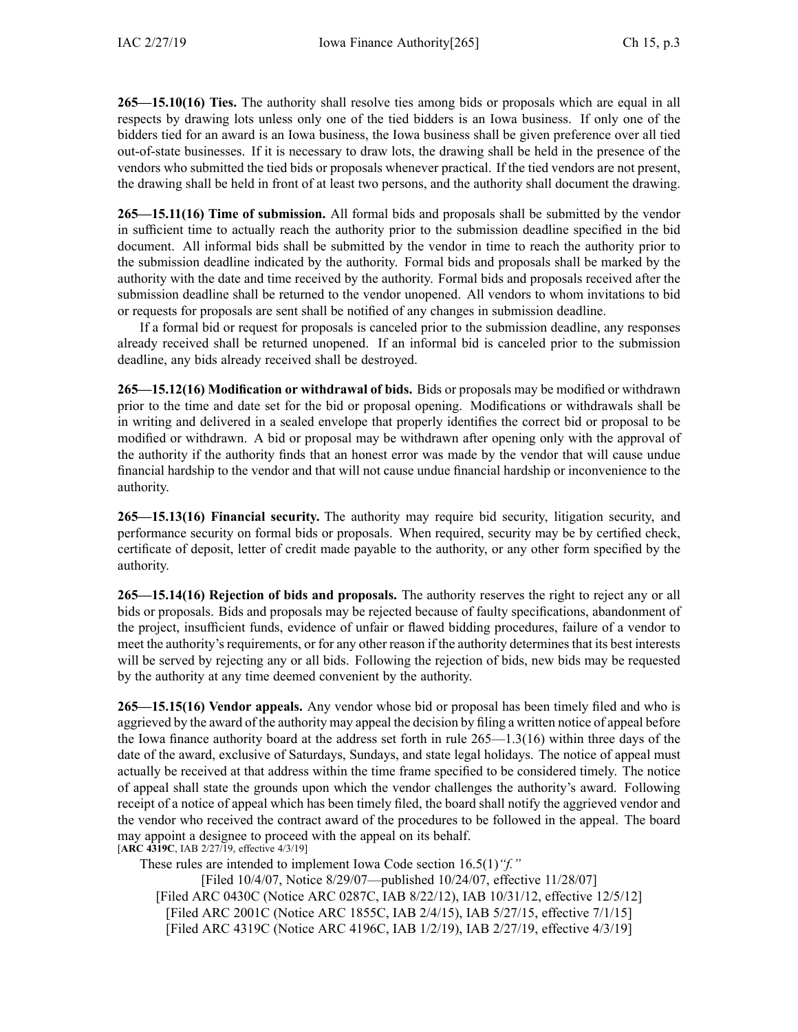**265—15.10(16) Ties.** The authority shall resolve ties among bids or proposals which are equal in all respects by drawing lots unless only one of the tied bidders is an Iowa business. If only one of the bidders tied for an award is an Iowa business, the Iowa business shall be given preference over all tied out-of-state businesses. If it is necessary to draw lots, the drawing shall be held in the presence of the vendors who submitted the tied bids or proposals whenever practical. If the tied vendors are not present, the drawing shall be held in front of at least two persons, and the authority shall document the drawing.

**265—15.11(16) Time of submission.** All formal bids and proposals shall be submitted by the vendor in sufficient time to actually reach the authority prior to the submission deadline specified in the bid document. All informal bids shall be submitted by the vendor in time to reach the authority prior to the submission deadline indicated by the authority. Formal bids and proposals shall be marked by the authority with the date and time received by the authority. Formal bids and proposals received after the submission deadline shall be returned to the vendor unopened. All vendors to whom invitations to bid or requests for proposals are sent shall be notified of any changes in submission deadline.

If a formal bid or request for proposals is canceled prior to the submission deadline, any responses already received shall be returned unopened. If an informal bid is canceled prior to the submission deadline, any bids already received shall be destroyed.

**265—15.12(16) Modification or withdrawal of bids.** Bids or proposals may be modified or withdrawn prior to the time and date set for the bid or proposal opening. Modifications or withdrawals shall be in writing and delivered in a sealed envelope that properly identifies the correct bid or proposal to be modified or withdrawn. A bid or proposal may be withdrawn after opening only with the approval of the authority if the authority finds that an honest error was made by the vendor that will cause undue financial hardship to the vendor and that will not cause undue financial hardship or inconvenience to the authority.

**265—15.13(16) Financial security.** The authority may require bid security, litigation security, and performance security on formal bids or proposals. When required, security may be by certified check, certificate of deposit, letter of credit made payable to the authority, or any other form specified by the authority.

**265—15.14(16) Rejection of bids and proposals.** The authority reserves the right to reject any or all bids or proposals. Bids and proposals may be rejected because of faulty specifications, abandonment of the project, insufficient funds, evidence of unfair or flawed bidding procedures, failure of a vendor to meet the authority's requirements, or for any other reason if the authority determines that its best interests will be served by rejecting any or all bids. Following the rejection of bids, new bids may be requested by the authority at any time deemed convenient by the authority.

**265—15.15(16) Vendor appeals.** Any vendor whose bid or proposal has been timely filed and who is aggrieved by the award of the authority may appeal the decision by filing a written notice of appeal before the Iowa finance authority board at the address set forth in rule 265—1.3(16) within three days of the date of the award, exclusive of Saturdays, Sundays, and state legal holidays. The notice of appeal must actually be received at that address within the time frame specified to be considered timely. The notice of appeal shall state the grounds upon which the vendor challenges the authority's award. Following receipt of a notice of appeal which has been timely filed, the board shall notify the aggrieved vendor and the vendor who received the contract award of the procedures to be followed in the appeal. The board may appoint a designee to proceed with the appeal on its behalf.
[**ARC 4319C**, IAB 2/27/19, effective 4/3/19]

These rules are intended to implement Iowa Code section 16.5(1)*"f."*

[Filed 10/4/07, Notice 8/29/07—published 10/24/07, effective 11/28/07]
[Filed ARC 0430C (Notice ARC 0287C, IAB 8/22/12), IAB 10/31/12, effective 12/5/12]
[Filed ARC 2001C (Notice ARC 1855C, IAB 2/4/15), IAB 5/27/15, effective 7/1/15]
[Filed ARC 4319C (Notice ARC 4196C, IAB 1/2/19), IAB 2/27/19, effective 4/3/19]